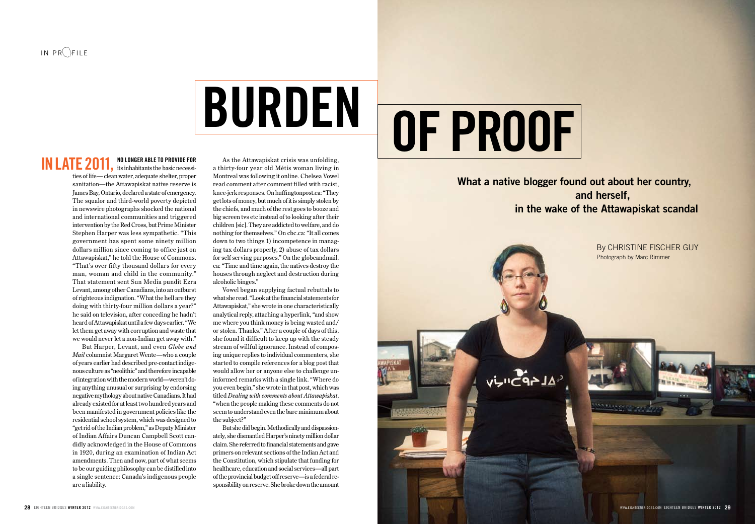IN PROFILE

# BURDEN OF PROOF

## What a native blogger found out about her country, and herself, in the wake of the Attawapiskat scandal

By CHRISTINE FISCHER GUY

Photograph by Marc Rimmer

**IN LATE 2011, NO LONGER ABLE TO PROVIDE FOR** its inhabitants the basic necessities of life— clean water, adequate shelter, proper sanitation—the Attawapiskat native reserve is James Bay, Ontario, declared a state of emergency. The squalor and third-world poverty depicted in newswire photographs shocked the national and international communities and triggered intervention by the Red Cross, but Prime Minister Stephen Harper was less sympathetic. "This government has spent some ninety million dollars million since coming to office just on Attawapiskat," he told the House of Commons. "That's over fifty thousand dollars for every man, woman and child in the community." That statement sent Sun Media pundit Ezra Levant, among other Canadians, into an outburst of righteous indignation. "What the hell are they doing with thirty-four million dollars a year?" he said on television, after conceding he hadn't heard of Attawapiskat until a few days earlier. "We let them get away with corruption and waste that we would never let a non-Indian get away with."

But Harper, Levant, and even *Globe and Mail* columnist Margaret Wente—who a couple of years earlier had described pre-contact indigenous culture as "neolithic" and therefore incapable of integration with the modern world—weren't doing anything unusual or surprising by endorsing negative mythology about native Canadians. It had already existed for at least two hundred years and been manifested in government policies like the residential school system, which was designed to "get rid of the Indian problem," as Deputy Minister of Indian Affairs Duncan Campbell Scott candidly acknowledged in the House of Commons in 1920, during an examination of Indian Act amendments. Then and now, part of what seems to be our guiding philosophy can be distilled into a single sentence: Canada's indigenous people are a liability.

As the Attawapiskat crisis was unfolding, a thirty-four year old Métis woman living in Montreal was following it online. Chelsea Vowel read comment after comment filled with racist, knee-jerk responses. On huffingtonpost.ca: "They get lots of money, but much of it is simply stolen by the chiefs, and much of the rest goes to booze and big screen tvs etc instead of to looking after their children [sic]. They are addicted to welfare, and do nothing for themselves." On cbc.ca: "It all comes down to two things 1) incompetence in managing tax dollars properly, 2) abuse of tax dollars for self serving purposes." On the globeandmail.ca: "Time and time again, the natives destroy the houses through neglect and destruction during alcoholic binges."

Vowel began supplying factual rebuttals to what she read. "Look at the financial statements for Attawapiskat," she wrote in one characteristically analytical reply, attaching a hyperlink, "and show me where you think money is being wasted and/or stolen. Thanks." After a couple of days of this, she found it difficult to keep up with the steady stream of willful ignorance. Instead of composing unique replies to individual commenters, she started to compile references for a blog post that would allow her or anyone else to challenge uninformed remarks with a single link. "Where do you even begin," she wrote in that post, which was titled *Dealing with comments about Attawapiskat*, "when the people making these comments do not seem to understand even the bare minimum about the subject?"

But she did begin. Methodically and dispassionately, she dismantled Harper's ninety million dollar claim. She referred to financial statements and gave primers on relevant sections of the Indian Act and the Constitution, which stipulate that funding for healthcare, education and social services—all part of the provincial budget off reserve—is a federal responsibility on reserve. She broke down the amount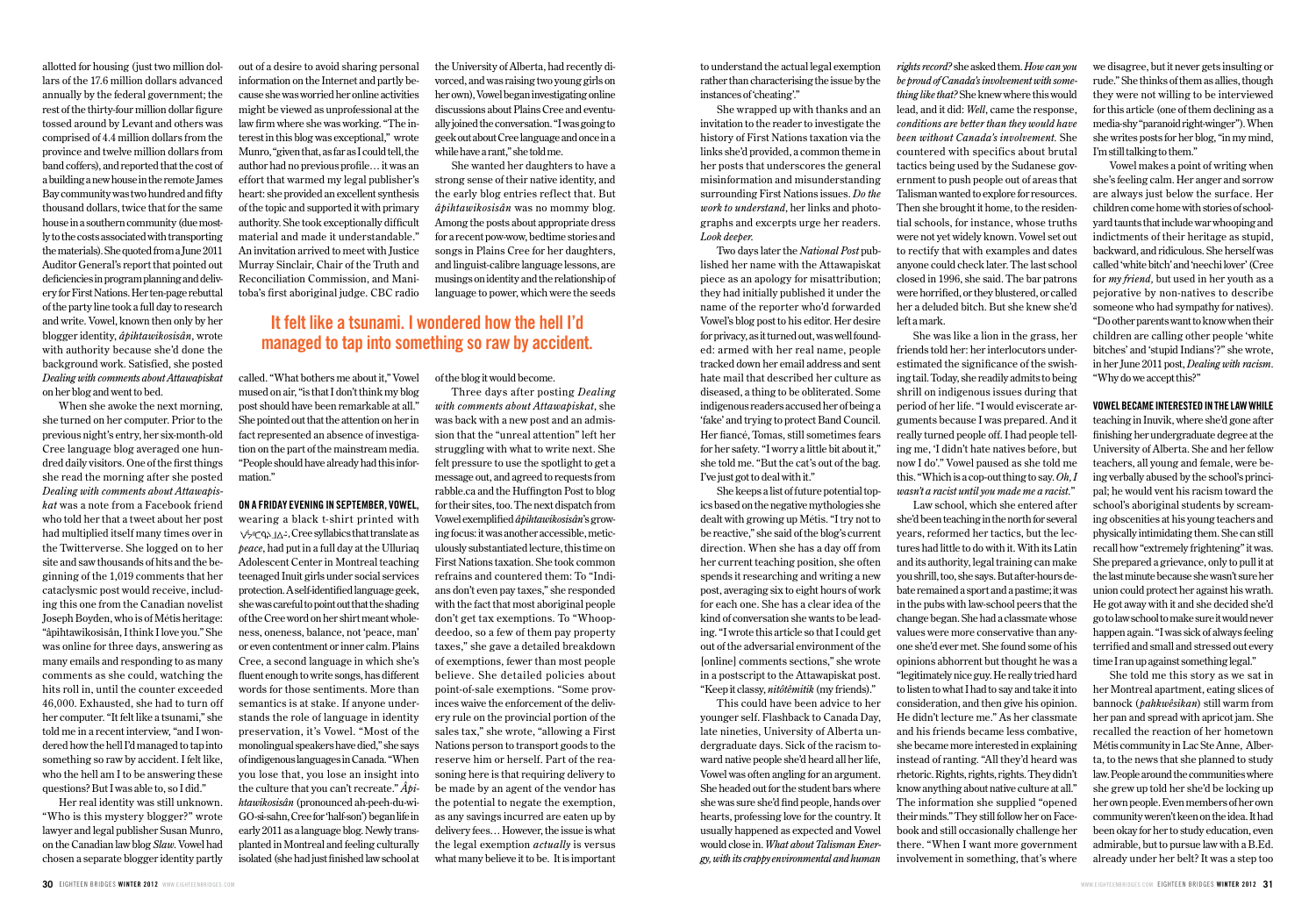allotted for housing (just two million dollars of the 17.6 million dollars advanced annually by the federal government; the rest of the thirty-four million dollar figure tossed around by Levant and others was comprised of 4.4 million dollars from the province and twelve million dollars from band coffers), and reported that the cost of a building a new house in the remote James Bay community was two hundred and fifty thousand dollars, twice that for the same house in a southern community (due mostly to the costs associated with transporting the materials). She quoted from a June 2011 Auditor General's report that pointed out deficiencies in program planning and delivery for First Nations. Her ten-page rebuttal of the party line took a full day to research and write. Vowel, known then only by her blogger identity, *âpihtawikosisân*, wrote with authority because she'd done the background work. Satisfied, she posted *Dealing with comments about Attawapiskat* on her blog and went to bed.

When she awoke the next morning, she turned on her computer. Prior to the previous night's entry, her six-month-old Cree language blog averaged one hundred daily visitors. One of the first things she read the morning after she posted *Dealing with comments about Attawapiskat* was a note from a Facebook friend who told her that a tweet about her post had multiplied itself many times over in the Twitterverse. She logged on to her site and saw thousands of hits and the beginning of the 1,019 comments that her cataclysmic post would receive, including this one from the Canadian novelist Joseph Boyden, who is of Métis heritage: "âpihtawikosisân, I think I love you." She was online for three days, answering as many emails and responding to as many comments as she could, watching the hits roll in, until the counter exceeded 46,000. Exhausted, she had to turn off her computer. "It felt like a tsunami," she told me in a recent interview, "and I wondered how the hell I'd managed to tap into something so raw by accident. I felt like, who the hell am I to be answering these questions? But I was able to, so I did."

Her real identity was still unknown. "Who is this mystery blogger?" wrote lawyer and legal publisher Susan Munro, on the Canadian law blog *Slaw*. Vowel had chosen a separate blogger identity partly out of a desire to avoid sharing personal information on the Internet and partly because she was worried her online activities might be viewed as unprofessional at the law firm where she was working. "The interest in this blog was exceptional," wrote Munro, "given that, as far as I could tell, the author had no previous profile… it was an effort that warmed my legal publisher's heart: she provided an excellent synthesis of the topic and supported it with primary authority. She took exceptionally difficult material and made it understandable." An invitation arrived to meet with Justice Murray Sinclair, Chair of the Truth and Reconciliation Commission, and Manitoba's first aboriginal judge. CBC radio called. "What bothers me about it," Vowel mused on air, "is that I don't think my blog post should have been remarkable at all." She pointed out that the attention on her in fact represented an absence of investigation on the part of the mainstream media. "People should have already had this information."

**ON A FRIDAY EVENING IN SEPTEMBER, VOWEL,** wearing a black t-shirt printed with ᐯᔨᐦᑕᒁᐠ ᒥᔭᐏᐣ, Cree syllabics that translate as *peace*, had put in a full day at the Ulluriaq Adolescent Center in Montreal teaching teenaged Inuit girls under social services protection. A self-identified language geek, she was careful to point out that the shading of the Cree word on her shirt meant wholeness, oneness, balance, not 'peace, man' or even contentment or inner calm. Plains Cree, a second language in which she's fluent enough to write songs, has different words for those sentiments. More than semantics is at stake. If anyone understands the role of language in identity preservation, it's Vowel. "Most of the monolingual speakers have died," she says of indigenous languages in Canada. "When you lose that, you lose an insight into the culture that you can't recreate." *Âpihtawikosisân* (pronounced ah-peeh-du-wi-GO-si-sahn, Cree for 'half-son') began life in early 2011 as a language blog. Newly transplanted in Montreal and feeling culturally isolated (she had just finished law school at the University of Alberta, had recently divorced, and was raising two young girls on her own), Vowel began investigating online discussions about Plains Cree and eventually joined the conversation. "I was going to geek out about Cree language and once in a while have a rant," she told me.

She wanted her daughters to have a strong sense of their native identity, and the early blog entries reflect that. But *âpihtawikosisân* was no mommy blog. Among the posts about appropriate dress for a recent pow-wow, bedtime stories and songs in Plains Cree for her daughters, and linguist-calibre language lessons, are musings on identity and the relationship of language to power, which were the seeds of the blog it would become.

**It felt like a tsunami. I wondered how the hell I'd managed to tap into something so raw by accident.**

Three days after posting *Dealing with comments about Attawapiskat*, she was back with a new post and an admission that the "unreal attention" left her struggling with what to write next. She felt pressure to use the spotlight to get a message out, and agreed to requests from rabble.ca and the Huffington Post to blog for their sites, too. The next dispatch from Vowel exemplified *âpihtawikosisân*'s growing focus: it was another accessible, meticulously substantiated lecture, this time on First Nations taxation. She took common refrains and countered them: To "Indians don't even pay taxes," she responded with the fact that most aboriginal people don't get tax exemptions. To "Whoopdeedoo, so a few of them pay property taxes," she gave a detailed breakdown of exemptions, fewer than most people believe. She detailed policies about point-of-sale exemptions. "Some provinces waive the enforcement of the delivery rule on the provincial portion of the sales tax," she wrote, "allowing a First Nations person to transport goods to the reserve him or herself. Part of the reasoning here is that requiring delivery to be made by an agent of the vendor has the potential to negate the exemption, as any savings incurred are eaten up by delivery fees… However, the issue is what the legal exemption *actually* is versus what many believe it to be. It is important to understand the actual legal exemption rather than characterising the issue by the instances of 'cheating'."

She wrapped up with thanks and an invitation to the reader to investigate the history of First Nations taxation via the links she'd provided, a common theme in her posts that underscores the general misinformation and misunderstanding surrounding First Nations issues. *Do the work to understand*, her links and photographs and excerpts urge her readers. *Look deeper.*

Two days later the *National Post* published her name with the Attawapiskat piece as an apology for misattribution; they had initially published it under the name of the reporter who'd forwarded Vowel's blog post to his editor. Her desire for privacy, as it turned out, was well founded: armed with her real name, people tracked down her email address and sent hate mail that described her culture as diseased, a thing to be obliterated. Some indigenous readers accused her of being a 'fake' and trying to protect Band Council. Her fiancé, Tomas, still sometimes fears for her safety. "I worry a little bit about it," she told me. "But the cat's out of the bag. I've just got to deal with it."

She keeps a list of future potential topics based on the negative mythologies she dealt with growing up Métis. "I try not to be reactive," she said of the blog's current direction. When she has a day off from her current teaching position, she often spends it researching and writing a new post, averaging six to eight hours of work for each one. She has a clear idea of the kind of conversation she wants to be leading. "I wrote this article so that I could get out of the adversarial environment of the [online] comments sections," she wrote in a postscript to the Attawapiskat post. "Keep it classy, *nitôtêmitik* (my friends)."

This could have been advice to her younger self. Flashback to Canada Day, late nineties, University of Alberta undergraduate days. Sick of the racism toward native people she'd heard all her life, Vowel was often angling for an argument. She headed out for the student bars where she was sure she'd find people, hands over hearts, professing love for the country. It usually happened as expected and Vowel would close in. *What about Talisman Energy, with its crappy environmental and human rights record?* she asked them. *How can you be proud of Canada's involvement with something like that?* She knew where this would lead, and it did: *Well*, came the response, *conditions are better than they would have been without Canada's involvement.* She countered with specifics about brutal tactics being used by the Sudanese government to push people out of areas that Talisman wanted to explore for resources. Then she brought it home, to the residential schools, for instance, whose truths were not yet widely known. Vowel set out to rectify that with examples and dates anyone could check later. The last school closed in 1996, she said. The bar patrons were horrified, or they blustered, or called her a deluded bitch. But she knew she'd left a mark.

She was like a lion in the grass, her friends told her: her interlocutors underestimated the significance of the swishing tail. Today, she readily admits to being shrill on indigenous issues during that period of her life. "I would eviscerate arguments because I was prepared. And it really turned people off. I had people telling me, 'I didn't hate natives before, but now I do'." Vowel paused as she told me this. "Which is a cop-out thing to say. *Oh, I wasn't a racist until you made me a racist.*"

Law school, which she entered after she'd been teaching in the north for several years, reformed her tactics, but the lectures had little to do with it. With its Latin and its authority, legal training can make you shrill, too, she says. But after-hours debate remained a sport and a pastime; it was in the pubs with law-school peers that the change began. She had a classmate whose values were more conservative than anyone she'd ever met. She found some of his opinions abhorrent but thought he was a "legitimately nice guy. He really tried hard to listen to what I had to say and take it into consideration, and then give his opinion. He didn't lecture me." As her classmate and his friends became less combative, she became more interested in explaining instead of ranting. "All they'd heard was rhetoric. Rights, rights, rights. They didn't know anything about native culture at all." The information she supplied "opened their minds." They still follow her on Facebook and still occasionally challenge her there. "When I want more government involvement in something, that's where we disagree, but it never gets insulting or rude." She thinks of them as allies, though they were not willing to be interviewed for this article (one of them declining as a media-shy "paranoid right-winger"). When she writes posts for her blog, "in my mind, I'm still talking to them."

Vowel makes a point of writing when she's feeling calm. Her anger and sorrow are always just below the surface. Her children come home with stories of schoolyard taunts that include war whooping and indictments of their heritage as stupid, backward, and ridiculous. She herself was called 'white bitch' and 'neechi lover' (Cree for *my friend*, but used in her youth as a pejorative by non-natives to describe someone who had sympathy for natives). "Do other parents want to know when their children are calling other people 'white bitches' and 'stupid Indians'?" she wrote, in her June 2011 post, *Dealing with racism*. "Why do we accept this?"

**VOWEL BECAME INTERESTED IN THE LAW WHILE** teaching in Inuvik, where she'd gone after finishing her undergraduate degree at the University of Alberta. She and her fellow teachers, all young and female, were being verbally abused by the school's principal; he would vent his racism toward the school's aboriginal students by screaming obscenities at his young teachers and physically intimidating them. She can still recall how "extremely frightening" it was. She prepared a grievance, only to pull it at the last minute because she wasn't sure her union could protect her against his wrath. He got away with it and she decided she'd go to law school to make sure it would never happen again. "I was sick of always feeling terrified and small and stressed out every time I ran up against something legal."

She told me this story as we sat in her Montreal apartment, eating slices of bannock (*pahkwêsikan*) still warm from her pan and spread with apricot jam. She recalled the reaction of her hometown Métis community in Lac Ste Anne, Alberta, to the news that she planned to study law. People around the communities where she grew up told her she'd be locking up her own people. Even members of her own community weren't keen on the idea. It had been okay for her to study education, even admirable, but to pursue law with a B.Ed. already under her belt? It was a step too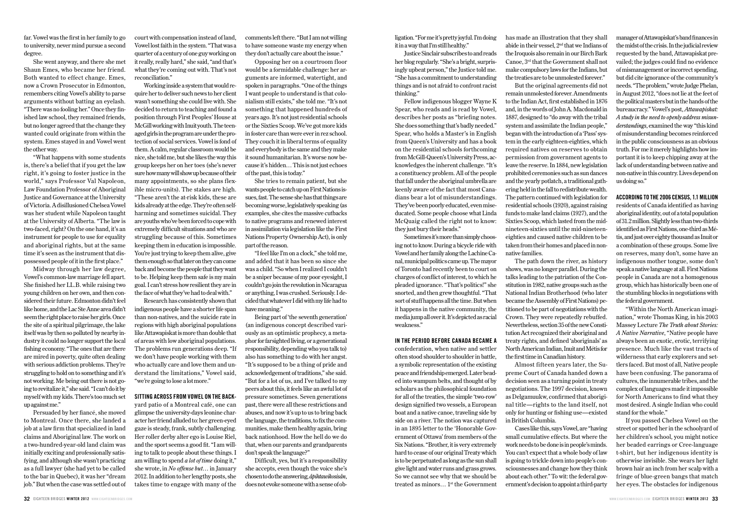far. Vowel was the first in her family to go to university, never mind pursue a second degree.

She went anyway, and there she met Shaun Emes, who became her friend. Both wanted to effect change. Emes, now a Crown Prosecutor in Edmonton, remembers citing Vowel's ability to parse arguments without batting an eyelash. "There was no fooling her." Once they finished law school, they remained friends, but no longer agreed that the change they wanted could originate from within the system. Emes stayed in and Vowel went the other way.

"What happens with some students is, there's a belief that if you get the law right, it's going to foster justice in the world," says Professor Val Napoleon, Law Foundation Professor of Aboriginal Justice and Governance at the University of Victoria. A disillusioned Chelsea Vowel was her student while Napoleon taught at the University of Alberta. "The law is two-faced, right? On the one hand, it's an instrument for people to use for equality and aboriginal rights, but at the same time it's seen as the instrument that dispossessed people of it in the first place."

Midway through her law degree, Vowel's common-law marriage fell apart. She finished her LL.B. while raising two young children on her own, and then considered their future. Edmonton didn't feel like home, and the Lac Ste Anne area didn't seem the right place to raise her girls. Once the site of a spiritual pilgrimage, the lake itself was by then so polluted by nearby industry it could no longer support the local fishing economy. "The ones that are there are mired in poverty, quite often dealing with serious addiction problems. They're struggling to hold on to something and it's not working. Me being out there is not going to revitalize it," she said. "I can't do it by myself with my kids. There's too much set up against me."

Persuaded by her fiancé, she moved to Montreal. Once there, she landed a job at a law firm that specialized in land claims and Aboriginal law. The work on a two-hundred-year-old land claim was initially exciting and professionally satisfying, and although she wasn't practicing as a full lawyer (she had yet to be called to the bar in Quebec), it was her "dream job." But when the case was settled out of court with compensation instead of land, Vowel lost faith in the system. "That was a quarter of a century of one guy working on it really, really hard," she said, "and that's what they're coming out with. That's not reconciliation."

Working inside a system that would require her to deliver such news to her client wasn't something she could live with. She decided to return to teaching and found a position through First Peoples' House at McGill working with Inuit youth. The teenaged girls in the program are under the protection of social services. Vowel is fond of them. A calm, regular classroom would be nice, she told me, but she likes the way this group keeps her on her toes (she's never sure how many will show up because of their many appointments, so she plans flexible micro-units). The stakes are high. "These aren't the at-risk kids, these are kids already at the edge. They're often self-harming and sometimes suicidal. They are youths who've been forced to cope with extremely difficult situations and who are struggling because of this. Sometimes keeping them in education is impossible. You're just trying to keep them alive, give them enough so that later on they can come back and become the people that they want to be. Helping keep them safe is my main goal. I can't stress how resilient they are in the face of what they've had to deal with."

Research has consistently shown that indigenous people have a shorter life span than non-natives, and the suicide rate in regions with high aboriginal populations like Attawapiskat is more than double that of areas with low aboriginal populations. The problems run generations deep. "If we don't have people working with them who actually care and love them and understand the limitations," Vowel said, "we're going to lose a lot more."

**SITTING ACROSS FROM VOWEL ON THE BACK-**yard patio of a Montreal café, one can glimpse the university-days leonine character her friend alluded to: her green-eyed gaze is steady, frank, subtly challenging. Her roller derby alter ego is Louise Riel, and the sport seems a good fit. "I am willing to talk to people about these things. I am willing to spend *a lot of time* doing it," she wrote, in *No offense but…* in January 2012. In addition to her lengthy posts, she takes time to engage with many of the comments left there. "But I am not willing to have someone waste my energy when they don't actually care about the issue."

Opposing her on a courtroom floor would be a formidable challenge: her arguments are informed, watertight, and spoken in paragraphs. "One of the things I want people to understand is that colonialism still exists," she told me. "It's not something that happened hundreds of years ago. It's not just residential schools or the Sixties Scoop. We've got more kids in foster care than were ever in rez school. They couch it in liberal terms of equality and everybody is the same and they make it sound humanitarian. It's worse now because it's hidden… This is not just echoes of the past, this is today."

She tries to remain patient, but she wants people to catch up on First Nations issues, fast. The sense she has that things are becoming worse, legislatively speaking (as examples, she cites the massive cutbacks to native programs and renewed interest in assimilation via legislation like the First Nations Property Ownership Act), is only part of the reason.

"I feel like I'm on a clock," she told me, and added that it has been so since she was a child. "So when I realized I couldn't be a sniper because of my poor eyesight, I couldn't go join the revolution in Nicaragua or anything, I was crushed. Seriously. I decided that whatever I did with my life had to have meaning."

Being part of 'the seventh generation' (an indigenous concept described variously as an optimistic prophecy, a metaphor for farsighted living, or a generational responsibility, depending who you talk to) also has something to do with her angst. "It's supposed to be a thing of pride and acknowledgement of traditions," she said. "But for a lot of us, and I've talked to my peers about this, it feels like an awful lot of pressure sometimes. Seven generations past, there were all these restrictions and abuses, and now it's up to us to bring back the language, the traditions, to fix the communities, make them healthy again, bring back nationhood. How the hell do we do that, when our parents and grandparents don't speak the language?"

Difficult, yes, but it's a responsibility she accepts, even though the voice she's chosen to do the answering, *âpihtawikosisân*, does not evoke someone with a sense of obligation. "For me it's pretty joyful. I'm doing it in a way that I'm still healthy."

Justice Sinclair subscribes to and reads her blog regularly. "She's a bright, surprisingly upbeat person," the Justice told me. "She has a commitment to understanding things and is not afraid to confront racist thinking."

Fellow indigenous blogger Wayne K Spear, who reads and is read by Vowel, describes her posts as "briefing notes. She does something that's badly needed." Spear, who holds a Master's in English from Queen's University and has a book on the residential schools forthcoming from McGill-Queen's University Press, acknowledges the inherent challenge. "It's a constituency problem. All of the people that fall under the aboriginal umbrella are keenly aware of the fact that most Canadians bear a lot of misunderstandings. They've been poorly educated, even miseducated. Some people choose what Linda McQuaig called the right not to know: they just bury their heads."

Sometimes it's more than simply choosing not to know. During a bicycle ride with Vowel and her family along the Lachine Canal, municipal politics came up. The mayor of Toronto had recently been to court on charges of conflict of interest, to which he pleaded ignorance. "That's politics!" she snorted, and then grew thoughtful. "That sort of stuff happens all the time. But when it happens in the native community, the media jump all over it. It's depicted as racial weakness."

**IN THE PERIOD BEFORE CANADA BECAME A** confederation, when native and settler often stood shoulder to shoulder in battle, a symbolic representation of the existing peace and friendship emerged. Later beaded into wampum belts, and thought of by scholars as the philosophical foundation for all of the treaties, the simple 'two-row' design signified two vessels, a European boat and a native canoe, traveling side by side on a river. The notion was captured in an 1895 letter to the 'Honorable Government of Ottawa' from members of the Six Nations. "Brother, it is very extremely hard to cease of our original Treaty which is to be perpetuated as long as the sun shall give light and water runs and grass grows. So we cannot see why that we should be treated as minors… 1st the Government has made an illustration that they shall abide in their vessel, 2nd that we Indians of the Iroquois also remain in our Birch Bark Canoe, 3rd that the Government shall not make compulsory laws for the Indians, but the treaties are to be unmolested forever."

But the original agreements did not remain unmolested forever. Amendments to the Indian Act, first established in 1876 and, in the words of John A. Macdonald in 1887, designed to "do away with the tribal system and assimilate the Indian people," began with the introduction of a 'Pass' system in the early eighteen-eighties, which required natives on reserves to obtain permission from government agents to leave the reserve. In 1884, new legislation prohibited ceremonies such as sun dances and the yearly potlatch, a traditional gathering held in the fall to redistribute wealth. The pattern continued with legislation for residential schools (1920), against raising funds to make land claims (1927), and the Sixties Scoop, which lasted from the mid-nineteen-sixties until the mid-nineteen-eighties and caused native children to be taken from their homes and placed in non-native families.

The path down the river, as history shows, was no longer parallel. During the talks leading to the patriation of the Constitution in 1982, native groups such as the National Indian Brotherhood (who later became the Assembly of First Nations) petitioned to be part of negotiations with the Crown. They were repeatedly rebuffed. Nevertheless, section 35 of the new Constitution Act recognized their aboriginal and treaty rights, and defined 'aboriginals' as North American Indian, Inuit and Métis for the first time in Canadian history.

Almost fifteen years later, the Supreme Court of Canada handed down a decision seen as a turning point in treaty negotiations. The 1997 decision, known as Delgamuukw, confirmed that aboriginal title—rights to the land itself, not only for hunting or fishing use—existed in British Columbia.

Cases like this, says Vowel, are "having small cumulative effects. But where the work needs to be done is in people's minds. You can't expect that a whole body of law is going to trickle down into people's consciousnesses and change how they think about each other." To wit: the federal government's decision to appoint a third-party manager of Attawapiskat's band finances in the midst of the crisis. In the judicial review requested by the band, Attawapiskat prevailed; the judges could find no evidence of mismanagement or incorrect spending, but did cite ignorance of the community's needs. "The problem," wrote Judge Phelan, in August 2012, "does not lie at the feet of the political masters but in the hands of the bureaucracy." Vowel's post, *Attawapiskat: A study in the need to openly address misunderstandings*, examined the way "this kind of misunderstanding becomes reinforced in the public consciousness as an obvious truth. For me it merely highlights how important it is to keep chipping away at the lack of understanding between native and non-native in this country. Lives depend on us doing so."

**ACCORDING TO THE 2006 CENSUS, 1.1 MILLION** residents of Canada identified as having aboriginal identity, out of a total population of 31.2 million. Slightly less than two-thirds identified as First Nations, one-third as Métis, and just over eight thousand as Inuit or a combination of these groups. Some live on reserves, many don't, some have an indigenous mother tongue, some don't speak a native language at all. First Nations people in Canada are not a homogenous group, which has historically been one of the stumbling blocks in negotiations with the federal government.

"Within the North American imagination," wrote Thomas King, in his 2003 Massey Lecture *The Truth about Stories: A Native Narrative*, "Native people have always been an exotic, erotic, terrifying presence. Much like the vast tracts of wilderness that early explorers and settlers faced. But most of all, Native people have been confusing. The panorama of cultures, the innumerable tribes, and the complex of languages made it impossible for North Americans to find what they most desired. A single Indian who could stand for the whole."

If you passed Chelsea Vowel on the street or spotted her in the schoolyard of her children's school, you might notice her beaded earrings or Cree-language t-shirt, but her indigenous identity is otherwise invisible. She wears her light brown hair an inch from her scalp with a fringe of blue-green bangs that match her eyes. The obstacles for indigenous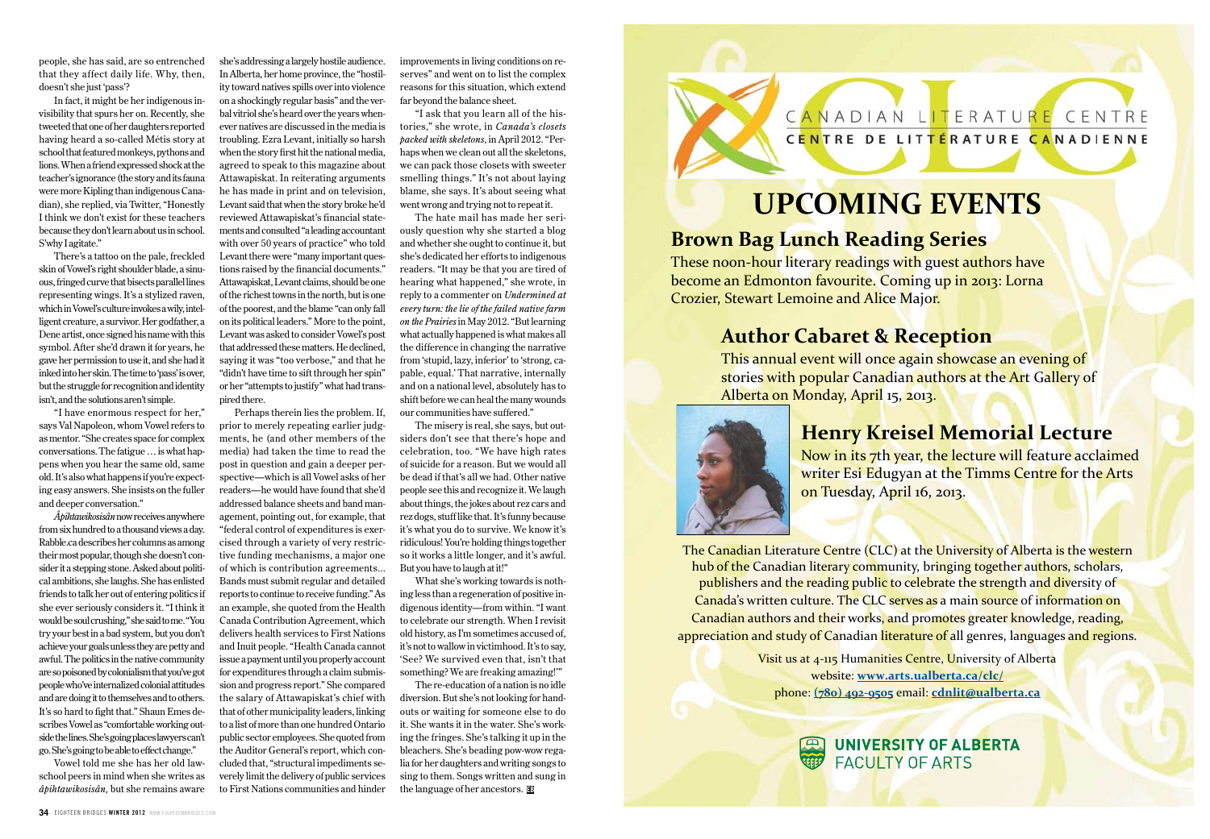people, she has said, are so entrenched that they affect daily life. Why, then, doesn't she just 'pass'?

In fact, it might be her indigenous invisibility that spurs her on. Recently, she tweeted that one of her daughters reported having heard a so-called Métis story at school that featured monkeys, pythons and lions. When a friend expressed shock at the teacher's ignorance (the story and its fauna were more Kipling than indigenous Canadian), she replied, via Twitter, "Honestly I think we don't exist for these teachers because they don't learn about us in school. S'why I agitate."

There's a tattoo on the pale, freckled skin of Vowel's right shoulder blade, a sinuous, fringed curve that bisects parallel lines representing wings. It's a stylized raven, which in Vowel's culture invokes a wily, intelligent creature, a survivor. Her godfather, a Dene artist, once signed his name with this symbol. After she'd drawn it for years, he gave her permission to use it, and she had it inked into her skin. The time to 'pass' is over, but the struggle for recognition and identity isn't, and the solutions aren't simple.

"I have enormous respect for her," says Val Napoleon, whom Vowel refers to as mentor. "She creates space for complex conversations. The fatigue … is what happens when you hear the same old, same old. It's also what happens if you're expecting easy answers. She insists on the fuller and deeper conversation."

*Âpihtawikosisân* now receives anywhere from six hundred to a thousand views a day. Rabble.ca describes her columns as among their most popular, though she doesn't consider it a stepping stone. Asked about political ambitions, she laughs. She has enlisted friends to talk her out of entering politics if she ever seriously considers it. "I think it would be soul crushing," she said to me. "You try your best in a bad system, but you don't achieve your goals unless they are petty and awful. The politics in the native community are so poisoned by colonialism that you've got people who've internalized colonial attitudes and are doing it to themselves and to others. It's so hard to fight that." Shaun Emes describes Vowel as "comfortable working outside the lines. She's going places lawyers can't go. She's going to be able to effect change."

Vowel told me she has her old law-school peers in mind when she writes as *âpihtawikosisân*, but she remains aware she's addressing a largely hostile audience. In Alberta, her home province, the "hostility toward natives spills over into violence on a shockingly regular basis" and the verbal vitriol she's heard over the years whenever natives are discussed in the media is troubling. Ezra Levant, initially so harsh when the story first hit the national media, agreed to speak to this magazine about Attawapiskat. In reiterating arguments he has made in print and on television, Levant said that when the story broke he'd reviewed Attawapiskat's financial statements and consulted "a leading accountant with over 50 years of practice" who told Levant there were "many important questions raised by the financial documents." Attawapiskat, Levant claims, should be one of the richest towns in the north, but is one of the poorest, and the blame "can only fall on its political leaders." More to the point, Levant was asked to consider Vowel's post that addressed these matters. He declined, saying it was "too verbose," and that he "didn't have time to sift through her spin" or her "attempts to justify" what had transpired there.

Perhaps therein lies the problem. If, prior to merely repeating earlier judgments, he (and other members of the media) had taken the time to read the post in question and gain a deeper perspective—which is all Vowel asks of her readers—he would have found that she'd addressed balance sheets and band management, pointing out, for example, that "federal control of expenditures is exercised through a variety of very restrictive funding mechanisms, a major one of which is contribution agreements… Bands must submit regular and detailed reports to continue to receive funding." As an example, she quoted from the Health Canada Contribution Agreement, which delivers health services to First Nations and Inuit people. "Health Canada cannot issue a payment until you properly account for expenditures through a claim submission and progress report." She compared the salary of Attawapiskat's chief with that of other municipality leaders, linking to a list of more than one hundred Ontario public sector employees. She quoted from the Auditor General's report, which concluded that, "structural impediments severely limit the delivery of public services to First Nations communities and hinder improvements in living conditions on reserves" and went on to list the complex reasons for this situation, which extend far beyond the balance sheet.

"I ask that you learn all of the histories," she wrote, in *Canada's closets packed with skeletons*, in April 2012. "Perhaps when we clean out all the skeletons, we can pack those closets with sweeter smelling things." It's not about laying blame, she says. It's about seeing what went wrong and trying not to repeat it.

The hate mail has made her seriously question why she started a blog and whether she ought to continue it, but she's dedicated her efforts to indigenous readers. "It may be that you are tired of hearing what happened," she wrote, in reply to a commenter on *Undermined at every turn: the lie of the failed native farm on the Prairies* in May 2012. "But learning what actually happened is what makes all the difference in changing the narrative from 'stupid, lazy, inferior' to 'strong, capable, equal.' That narrative, internally and on a national level, absolutely has to shift before we can heal the many wounds our communities have suffered."

The misery is real, she says, but outsiders don't see that there's hope and celebration, too. "We have high rates of suicide for a reason. But we would all be dead if that's all we had. Other native people see this and recognize it. We laugh about things, the jokes about rez cars and rez dogs, stuff like that. It's funny because it's what you do to survive. We know it's ridiculous! You're holding things together so it works a little longer, and it's awful. But you have to laugh at it!"

What she's working towards is nothing less than a regeneration of positive indigenous identity—from within. "I want to celebrate our strength. When I revisit old history, as I'm sometimes accused of, it's not to wallow in victimhood. It's to say, 'See? We survived even that, isn't that something? We are freaking amazing!'"

The re-education of a nation is no idle diversion. But she's not looking for handouts or waiting for someone else to do it. She wants it in the water. She's working the fringes. She's talking it up in the bleachers. She's beading pow-wow regalia for her daughters and writing songs to sing to them. Songs written and sung in the language of her ancestors.

CANADIAN LITERATURE CENTRE
CENTRE DE LITTÉRATURE CANADIENNE

# UPCOMING EVENTS

## Brown Bag Lunch Reading Series

These noon-hour literary readings with guest authors have become an Edmonton favourite. Coming up in 2013: Lorna Crozier, Stewart Lemoine and Alice Major.

## Author Cabaret & Reception

This annual event will once again showcase an evening of stories with popular Canadian authors at the Art Gallery of Alberta on Monday, April 15, 2013.

## Henry Kreisel Memorial Lecture

Now in its 7th year, the lecture will feature acclaimed writer Esi Edugyan at the Timms Centre for the Arts on Tuesday, April 16, 2013.

The Canadian Literature Centre (CLC) at the University of Alberta is the western hub of the Canadian literary community, bringing together authors, scholars, publishers and the reading public to celebrate the strength and diversity of Canada's written culture. The CLC serves as a main source of information on Canadian authors and their works, and promotes greater knowledge, reading, appreciation and study of Canadian literature of all genres, languages and regions.

Visit us at 4-115 Humanities Centre, University of Alberta
website: **www.arts.ualberta.ca/clc/**
phone: **(780) 492-9505** email: **cdnlit@ualberta.ca**

UNIVERSITY OF ALBERTA
FACULTY OF ARTS